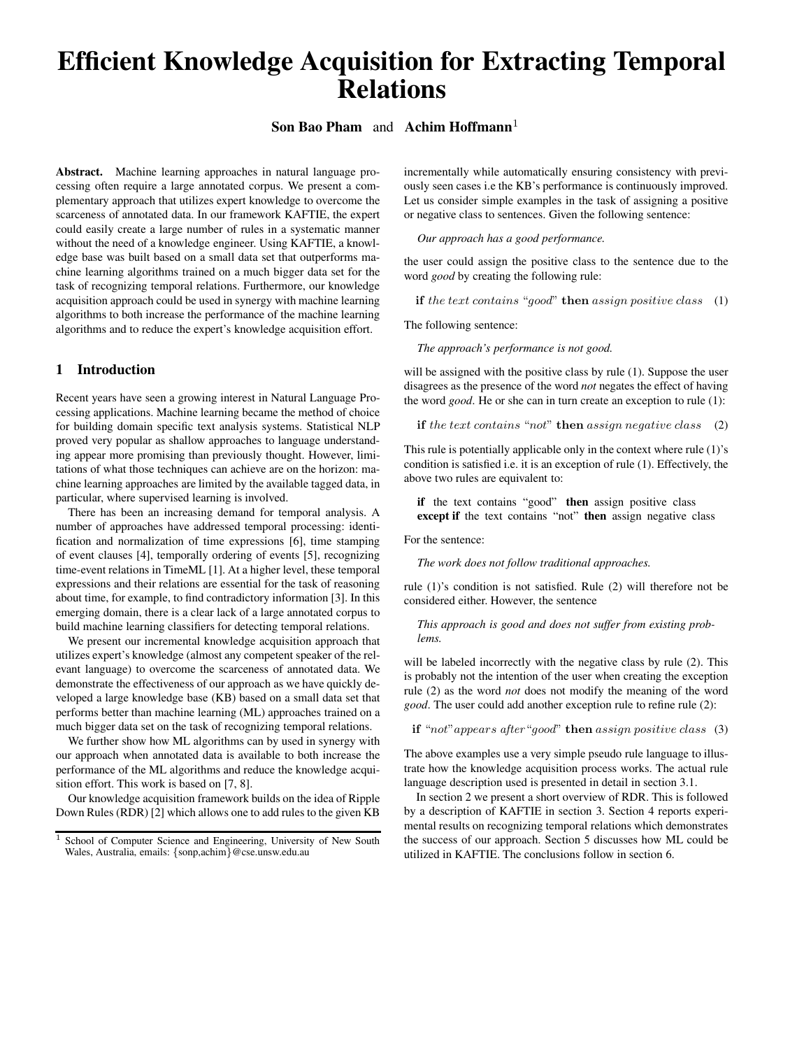# Efficient Knowledge Acquisition for Extracting Temporal Relations

**Son Bao Pham** and **Achim Hoffmann**[1]

**Abstract.** Machine learning approaches in natural language processing often require a large annotated corpus. We present a complementary approach that utilizes expert knowledge to overcome the scarceness of annotated data. In our framework KAFTIE, the expert could easily create a large number of rules in a systematic manner without the need of a knowledge engineer. Using KAFTIE, a knowledge base was built based on a small data set that outperforms machine learning algorithms trained on a much bigger data set for the task of recognizing temporal relations. Furthermore, our knowledge acquisition approach could be used in synergy with machine learning algorithms to both increase the performance of the machine learning algorithms and to reduce the expert's knowledge acquisition effort.

## 1 Introduction

Recent years have seen a growing interest in Natural Language Processing applications. Machine learning became the method of choice for building domain specific text analysis systems. Statistical NLP proved very popular as shallow approaches to language understanding appear more promising than previously thought. However, limitations of what those techniques can achieve are on the horizon: machine learning approaches are limited by the available tagged data, in particular, where supervised learning is involved.

There has been an increasing demand for temporal analysis. A number of approaches have addressed temporal processing: identification and normalization of time expressions [6], time stamping of event clauses [4], temporally ordering of events [5], recognizing time-event relations in TimeML [1]. At a higher level, these temporal expressions and their relations are essential for the task of reasoning about time, for example, to find contradictory information [3]. In this emerging domain, there is a clear lack of a large annotated corpus to build machine learning classifiers for detecting temporal relations.

We present our incremental knowledge acquisition approach that utilizes expert's knowledge (almost any competent speaker of the relevant language) to overcome the scarceness of annotated data. We demonstrate the effectiveness of our approach as we have quickly developed a large knowledge base (KB) based on a small data set that performs better than machine learning (ML) approaches trained on a much bigger data set on the task of recognizing temporal relations.

We further show how ML algorithms can by used in synergy with our approach when annotated data is available to both increase the performance of the ML algorithms and reduce the knowledge acquisition effort. This work is based on [7, 8].

Our knowledge acquisition framework builds on the idea of Ripple Down Rules (RDR) [2] which allows one to add rules to the given KB incrementally while automatically ensuring consistency with previously seen cases i.e the KB's performance is continuously improved. Let us consider simple examples in the task of assigning a positive or negative class to sentences. Given the following sentence:

*Our approach has a good performance.*

the user could assign the positive class to the sentence due to the word *good* by creating the following rule:

$$\textbf{if } \textit{the text contains "good"} \textbf{ then } \textit{assign positive class} \quad (1)$$

The following sentence:

*The approach's performance is not good.*

will be assigned with the positive class by rule (1). Suppose the user disagrees as the presence of the word *not* negates the effect of having the word *good*. He or she can in turn create an exception to rule (1):

$$\textbf{if } \textit{the text contains "not"} \textbf{ then } \textit{assign negative class} \quad (2)$$

This rule is potentially applicable only in the context where rule (1)'s condition is satisfied i.e. it is an exception of rule (1). Effectively, the above two rules are equivalent to:

**if** the text contains "good" **then** assign positive class
**except if** the text contains "not" **then** assign negative class

For the sentence:

*The work does not follow traditional approaches.*

rule (1)'s condition is not satisfied. Rule (2) will therefore not be considered either. However, the sentence

*This approach is good and does not suffer from existing problems.*

will be labeled incorrectly with the negative class by rule (2). This is probably not the intention of the user when creating the exception rule (2) as the word *not* does not modify the meaning of the word *good*. The user could add another exception rule to refine rule (2):

$$\textbf{if } \textit{"not" appears after "good"} \textbf{ then } \textit{assign positive class} \quad (3)$$

The above examples use a very simple pseudo rule language to illustrate how the knowledge acquisition process works. The actual rule language description used is presented in detail in section 3.1.

In section 2 we present a short overview of RDR. This is followed by a description of KAFTIE in section 3. Section 4 reports experimental results on recognizing temporal relations which demonstrates the success of our approach. Section 5 discusses how ML could be utilized in KAFTIE. The conclusions follow in section 6.

[1] School of Computer Science and Engineering, University of New South Wales, Australia, emails: {sonp,achim}@cse.unsw.edu.au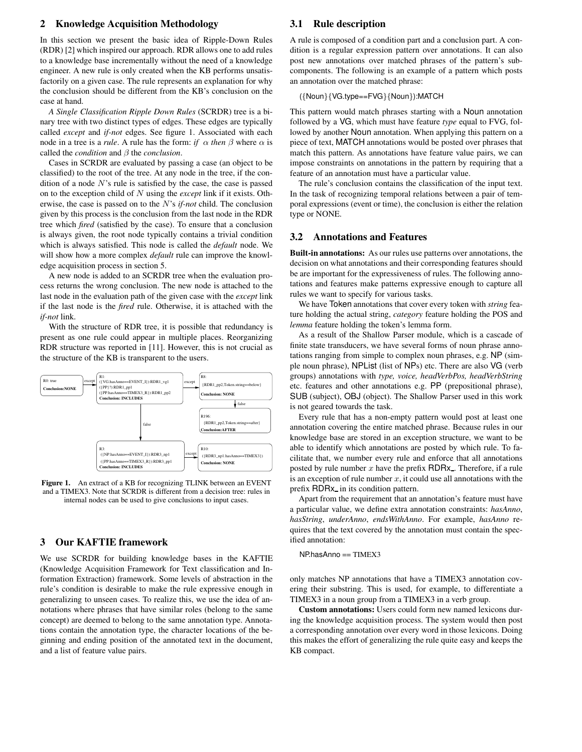## 2 Knowledge Acquisition Methodology

In this section we present the basic idea of Ripple-Down Rules (RDR) [2] which inspired our approach. RDR allows one to add rules to a knowledge base incrementally without the need of a knowledge engineer. A new rule is only created when the KB performs unsatisfactorily on a given case. The rule represents an explanation for why the conclusion should be different from the KB's conclusion on the case at hand.

*A Single Classification Ripple Down Rules* (SCRDR) tree is a binary tree with two distinct types of edges. These edges are typically called *except* and *if-not* edges. See figure 1. Associated with each node in a tree is a *rule*. A rule has the form: *if* $\alpha$ *then* $\beta$ where $\alpha$ is called the *condition* and $\beta$ the *conclusion*.

Cases in SCRDR are evaluated by passing a case (an object to be classified) to the root of the tree. At any node in the tree, if the condition of a node $N$'s rule is satisfied by the case, the case is passed on to the exception child of $N$ using the *except* link if it exists. Otherwise, the case is passed on to the $N$'s *if-not* child. The conclusion given by this process is the conclusion from the last node in the RDR tree which *fired* (satisfied by the case). To ensure that a conclusion is always given, the root node typically contains a trivial condition which is always satisfied. This node is called the *default* node. We will show how a more complex *default* rule can improve the knowledge acquisition process in section 5.

A new node is added to an SCRDR tree when the evaluation process returns the wrong conclusion. The new node is attached to the last node in the evaluation path of the given case with the *except* link if the last node is the *fired* rule. Otherwise, it is attached with the *if-not* link.

With the structure of RDR tree, it is possible that redundancy is present as one rule could appear in multiple places. Reorganizing RDR structure was reported in [11]. However, this is not crucial as the structure of the KB is transparent to the users.

R0: true
**Conclusion:NONE**

R1:
({VG.hasAnno==EVENT_I}):RDR1_vg1
({PP}?):RDR1_pp1
({PP.hasAnno==TIMEX3_R}):RDR1_pp2
**Conclusion: INCLUDES**

R8:
{RDR1_pp2,Token.string==below}
**Conclusion: NONE**

R196:
{RDR1_pp2,Token.string==after}
**Conclusion:AFTER**

R3:
({NP.hasAnno==EVENT_I}):RDR3_np1
({PP.hasAnno==TIMEX3_R}):RDR3_pp1
**Conclusion: INCLUDES**

R10:
({RDR3_np1.hasAnno==TIMEX3})
**Conclusion: NONE**

(Edges: R0 –except→ R1; R1 –except→ R8; R8 –false→ R196; R1 –false→ R3; R3 –except→ R10)

**Figure 1.** An extract of a KB for recognizing TLINK between an EVENT and a TIMEX3. Note that SCRDR is different from a decision tree: rules in internal nodes can be used to give conclusions to input cases.

## 3 Our KAFTIE framework

We use SCRDR for building knowledge bases in the KAFTIE (Knowledge Acquisition Framework for Text classification and Information Extraction) framework. Some levels of abstraction in the rule's condition is desirable to make the rule expressive enough in generalizing to unseen cases. To realize this, we use the idea of annotations where phrases that have similar roles (belong to the same concept) are deemed to belong to the same annotation type. Annotations contain the annotation type, the character locations of the beginning and ending position of the annotated text in the document, and a list of feature value pairs.

### 3.1 Rule description

A rule is composed of a condition part and a conclusion part. A condition is a regular expression pattern over annotations. It can also post new annotations over matched phrases of the pattern's subcomponents. The following is an example of a pattern which posts an annotation over the matched phrase:

({Noun}{VG.type==FVG}{Noun}):MATCH

This pattern would match phrases starting with a Noun annotation followed by a VG, which must have feature *type* equal to FVG, followed by another Noun annotation. When applying this pattern on a piece of text, MATCH annotations would be posted over phrases that match this pattern. As annotations have feature value pairs, we can impose constraints on annotations in the pattern by requiring that a feature of an annotation must have a particular value.

The rule's conclusion contains the classification of the input text. In the task of recognizing temporal relations between a pair of temporal expressions (event or time), the conclusion is either the relation type or NONE.

### 3.2 Annotations and Features

**Built-in annotations:** As our rules use patterns over annotations, the decision on what annotations and their corresponding features should be are important for the expressiveness of rules. The following annotations and features make patterns expressive enough to capture all rules we want to specify for various tasks.

We have Token annotations that cover every token with *string* feature holding the actual string, *category* feature holding the POS and *lemma* feature holding the token's lemma form.

As a result of the Shallow Parser module, which is a cascade of finite state transducers, we have several forms of noun phrase annotations ranging from simple to complex noun phrases, e.g. NP (simple noun phrase), NPList (list of NPs) etc. There are also VG (verb groups) annotations with *type, voice, headVerbPos, headVerbString* etc. features and other annotations e.g. PP (prepositional phrase), SUB (subject), OBJ (object). The Shallow Parser used in this work is not geared towards the task.

Every rule that has a non-empty pattern would post at least one annotation covering the entire matched phrase. Because rules in our knowledge base are stored in an exception structure, we want to be able to identify which annotations are posted by which rule. To facilitate that, we number every rule and enforce that all annotations posted by rule number $x$ have the prefix RDRx_. Therefore, if a rule is an exception of rule number $x$, it could use all annotations with the prefix RDRx_ in its condition pattern.

Apart from the requirement that an annotation's feature must have a particular value, we define extra annotation constraints: *hasAnno*, *hasString*, *underAnno*, *endsWithAnno*. For example, *hasAnno* requires that the text covered by the annotation must contain the specified annotation:

NP.hasAnno == TIMEX3

only matches NP annotations that have a TIMEX3 annotation covering their substring. This is used, for example, to differentiate a TIMEX3 in a noun group from a TIMEX3 in a verb group.

**Custom annotations:** Users could form new named lexicons during the knowledge acquisition process. The system would then post a corresponding annotation over every word in those lexicons. Doing this makes the effort of generalizing the rule quite easy and keeps the KB compact.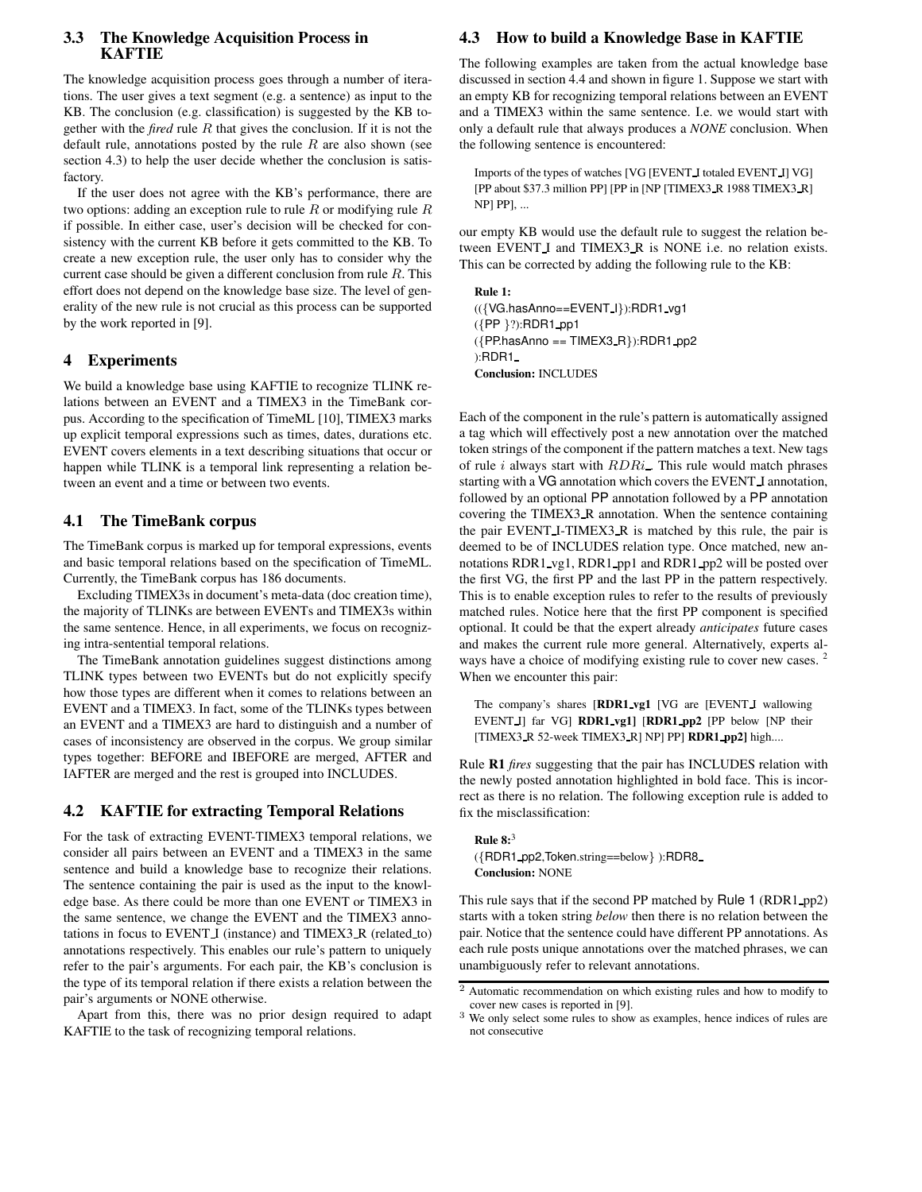### 3.3 The Knowledge Acquisition Process in KAFTIE

The knowledge acquisition process goes through a number of iterations. The user gives a text segment (e.g. a sentence) as input to the KB. The conclusion (e.g. classification) is suggested by the KB together with the *fired* rule $R$ that gives the conclusion. If it is not the default rule, annotations posted by the rule $R$ are also shown (see section 4.3) to help the user decide whether the conclusion is satisfactory.

If the user does not agree with the KB's performance, there are two options: adding an exception rule to rule $R$ or modifying rule $R$ if possible. In either case, user's decision will be checked for consistency with the current KB before it gets committed to the KB. To create a new exception rule, the user only has to consider why the current case should be given a different conclusion from rule $R$. This effort does not depend on the knowledge base size. The level of generality of the new rule is not crucial as this process can be supported by the work reported in [9].

## 4 Experiments

We build a knowledge base using KAFTIE to recognize TLINK relations between an EVENT and a TIMEX3 in the TimeBank corpus. According to the specification of TimeML [10], TIMEX3 marks up explicit temporal expressions such as times, dates, durations etc. EVENT covers elements in a text describing situations that occur or happen while TLINK is a temporal link representing a relation between an event and a time or between two events.

### 4.1 The TimeBank corpus

The TimeBank corpus is marked up for temporal expressions, events and basic temporal relations based on the specification of TimeML. Currently, the TimeBank corpus has 186 documents.

Excluding TIMEX3s in document's meta-data (doc creation time), the majority of TLINKs are between EVENTs and TIMEX3s within the same sentence. Hence, in all experiments, we focus on recognizing intra-sentential temporal relations.

The TimeBank annotation guidelines suggest distinctions among TLINK types between two EVENTs but do not explicitly specify how those types are different when it comes to relations between an EVENT and a TIMEX3. In fact, some of the TLINKs types between an EVENT and a TIMEX3 are hard to distinguish and a number of cases of inconsistency are observed in the corpus. We group similar types together: BEFORE and IBEFORE are merged, AFTER and IAFTER are merged and the rest is grouped into INCLUDES.

### 4.2 KAFTIE for extracting Temporal Relations

For the task of extracting EVENT-TIMEX3 temporal relations, we consider all pairs between an EVENT and a TIMEX3 in the same sentence and build a knowledge base to recognize their relations. The sentence containing the pair is used as the input to the knowledge base. As there could be more than one EVENT or TIMEX3 in the same sentence, we change the EVENT and the TIMEX3 annotations in focus to EVENT_I (instance) and TIMEX3_R (related_to) annotations respectively. This enables our rule's pattern to uniquely refer to the pair's arguments. For each pair, the KB's conclusion is the type of its temporal relation if there exists a relation between the pair's arguments or NONE otherwise.

Apart from this, there was no prior design required to adapt KAFTIE to the task of recognizing temporal relations.

### 4.3 How to build a Knowledge Base in KAFTIE

The following examples are taken from the actual knowledge base discussed in section 4.4 and shown in figure 1. Suppose we start with an empty KB for recognizing temporal relations between an EVENT and a TIMEX3 within the same sentence. I.e. we would start with only a default rule that always produces a *NONE* conclusion. When the following sentence is encountered:

> Imports of the types of watches [VG [EVENT_I totaled EVENT_I] VG] [PP about $37.3 million PP] [PP in [NP [TIMEX3_R 1988 TIMEX3_R] NP] PP], ...

our empty KB would use the default rule to suggest the relation between EVENT_I and TIMEX3_R is NONE i.e. no relation exists. This can be corrected by adding the following rule to the KB:

**Rule 1:**
```
(({VG.hasAnno==EVENT_I}):RDR1_vg1
({PP }?):RDR1_pp1
({PP.hasAnno == TIMEX3_R}):RDR1_pp2
):RDR1_
```
**Conclusion:** INCLUDES

Each of the component in the rule's pattern is automatically assigned a tag which will effectively post a new annotation over the matched token strings of the component if the pattern matches a text. New tags of rule $i$ always start with $RDRi\_$. This rule would match phrases starting with a VG annotation which covers the EVENT_I annotation, followed by an optional PP annotation followed by a PP annotation covering the TIMEX3_R annotation. When the sentence containing the pair EVENT_I-TIMEX3_R is matched by this rule, the pair is deemed to be of INCLUDES relation type. Once matched, new annotations RDR1_vg1, RDR1_pp1 and RDR1_pp2 will be posted over the first VG, the first PP and the last PP in the pattern respectively. This is to enable exception rules to refer to the results of previously matched rules. Notice here that the first PP component is specified optional. It could be that the expert already *anticipates* future cases and makes the current rule more general. Alternatively, experts always have a choice of modifying existing rule to cover new cases.[2] When we encounter this pair:

> The company's shares [**RDR1_vg1** [VG are [EVENT_I wallowing EVENT_I] far VG] **RDR1_vg1]** [**RDR1_pp2** [PP below [NP their [TIMEX3_R 52-week TIMEX3_R] NP] PP] **RDR1_pp2]** high....

Rule **R1** *fires* suggesting that the pair has INCLUDES relation with the newly posted annotation highlighted in bold face. This is incorrect as there is no relation. The following exception rule is added to fix the misclassification:

**Rule 8:**[3]
```
({RDR1_pp2,Token.string==below} ):RDR8_
```
**Conclusion:** NONE

This rule says that if the second PP matched by Rule 1 (RDR1_pp2) starts with a token string *below* then there is no relation between the pair. Notice that the sentence could have different PP annotations. As each rule posts unique annotations over the matched phrases, we can unambiguously refer to relevant annotations.

---
[2] Automatic recommendation on which existing rules and how to modify to cover new cases is reported in [9].

[3] We only select some rules to show as examples, hence indices of rules are not consecutive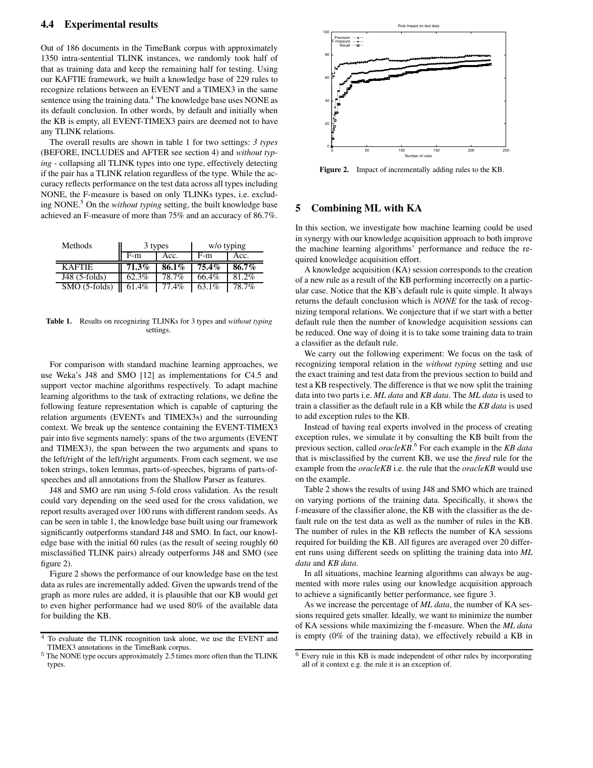### 4.4 Experimental results

Out of 186 documents in the TimeBank corpus with approximately 1350 intra-sentential TLINK instances, we randomly took half of that as training data and keep the remaining half for testing. Using our KAFTIE framework, we built a knowledge base of 229 rules to recognize relations between an EVENT and a TIMEX3 in the same sentence using the training data.[4] The knowledge base uses NONE as its default conclusion. In other words, by default and initially when the KB is empty, all EVENT-TIMEX3 pairs are deemed not to have any TLINK relations.

The overall results are shown in table 1 for two settings: *3 types* (BEFORE, INCLUDES and AFTER see section 4) and *without typing* - collapsing all TLINK types into one type, effectively detecting if the pair has a TLINK relation regardless of the type. While the accuracy reflects performance on the test data across all types including NONE, the F-measure is based on only TLINKs types, i.e. excluding NONE.[5] On the *without typing* setting, the built knowledge base achieved an F-measure of more than 75% and an accuracy of 86.7%.

| Methods | 3 types | | w/o typing | |
|---|---|---|---|---|
| | F-m | Acc. | F-m | Acc. |
| KAFTIE | **71.3%** | **86.1%** | **75.4%** | **86.7%** |
| J48 (5-folds) | 62.3% | 78.7% | 66.4% | 81.2% |
| SMO (5-folds) | 61.4% | 77.4% | 63.1% | 78.7% |

**Table 1.** Results on recognizing TLINKs for 3 types and *without typing* settings.

For comparison with standard machine learning approaches, we use Weka's J48 and SMO [12] as implementations for C4.5 and support vector machine algorithms respectively. To adapt machine learning algorithms to the task of extracting relations, we define the following feature representation which is capable of capturing the relation arguments (EVENTs and TIMEX3s) and the surrounding context. We break up the sentence containing the EVENT-TIMEX3 pair into five segments namely: spans of the two arguments (EVENT and TIMEX3), the span between the two arguments and spans to the left/right of the left/right arguments. From each segment, we use token strings, token lemmas, parts-of-speeches, bigrams of parts-of-speeches and all annotations from the Shallow Parser as features.

J48 and SMO are run using 5-fold cross validation. As the result could vary depending on the seed used for the cross validation, we report results averaged over 100 runs with different random seeds. As can be seen in table 1, the knowledge base built using our framework significantly outperforms standard J48 and SMO. In fact, our knowledge base with the initial 60 rules (as the result of seeing roughly 60 misclassified TLINK pairs) already outperforms J48 and SMO (see figure 2).

Figure 2 shows the performance of our knowledge base on the test data as rules are incrementally added. Given the upwards trend of the graph as more rules are added, it is plausible that our KB would get to even higher performance had we used 80% of the available data for building the KB.

[4] To evaluate the TLINK recognition task alone, we use the EVENT and TIMEX3 annotations in the TimeBank corpus.

[5] The NONE type occurs approximately 2.5 times more often than the TLINK types.

Rule Impact on test data

Precision
F-measure
Recall

0
20
40
60
80
100

0
50
100
150
200
250

Number of rules

**Figure 2.** Impact of incrementally adding rules to the KB.

## 5 Combining ML with KA

In this section, we investigate how machine learning could be used in synergy with our knowledge acquisition approach to both improve the machine learning algorithms' performance and reduce the required knowledge acquisition effort.

A knowledge acquisition (KA) session corresponds to the creation of a new rule as a result of the KB performing incorrectly on a particular case. Notice that the KB's default rule is quite simple. It always returns the default conclusion which is *NONE* for the task of recognizing temporal relations. We conjecture that if we start with a better default rule then the number of knowledge acquisition sessions can be reduced. One way of doing it is to take some training data to train a classifier as the default rule.

We carry out the following experiment: We focus on the task of recognizing temporal relation in the *without typing* setting and use the exact training and test data from the previous section to build and test a KB respectively. The difference is that we now split the training data into two parts i.e. *ML data* and *KB data*. The *ML data* is used to train a classifier as the default rule in a KB while the *KB data* is used to add exception rules to the KB.

Instead of having real experts involved in the process of creating exception rules, we simulate it by consulting the KB built from the previous section, called *oracleKB*.[6] For each example in the *KB data* that is misclassified by the current KB, we use the *fired* rule for the example from the *oracleKB* i.e. the rule that the *oracleKB* would use on the example.

Table 2 shows the results of using J48 and SMO which are trained on varying portions of the training data. Specifically, it shows the f-measure of the classifier alone, the KB with the classifier as the default rule on the test data as well as the number of rules in the KB. The number of rules in the KB reflects the number of KA sessions required for building the KB. All figures are averaged over 20 different runs using different seeds on splitting the training data into *ML data* and *KB data*.

In all situations, machine learning algorithms can always be augmented with more rules using our knowledge acquisition approach to achieve a significantly better performance, see figure 3.

As we increase the percentage of *ML data*, the number of KA sessions required gets smaller. Ideally, we want to minimize the number of KA sessions while maximizing the f-measure. When the *ML data* is empty (0% of the training data), we effectively rebuild a KB in

[6] Every rule in this KB is made independent of other rules by incorporating all of it context e.g. the rule it is an exception of.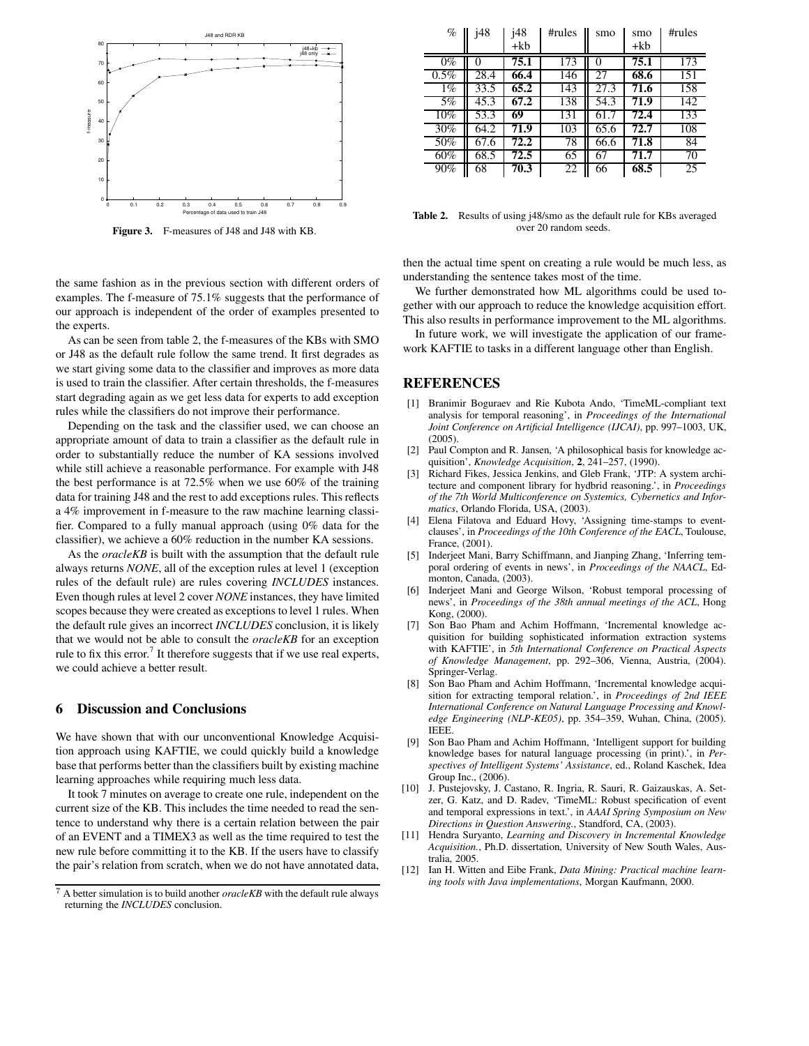J48 and RDR KB

80
70
60
50
40
30
20
10
0

f-measure

j48+kb
j48 only

0 0.1 0.2 0.3 0.4 0.5 0.6 0.7 0.8 0.9

Percentage of data used to train J48

**Figure 3.** F-measures of J48 and J48 with KB.

| % | j48 | j48 +kb | #rules | smo | smo +kb | #rules |
|---|---|---|---|---|---|---|
| 0% | 0 | **75.1** | 173 | 0 | **75.1** | 173 |
| 0.5% | 28.4 | **66.4** | 146 | 27 | **68.6** | 151 |
| 1% | 33.5 | **65.2** | 143 | 27.3 | **71.6** | 158 |
| 5% | 45.3 | **67.2** | 138 | 54.3 | **71.9** | 142 |
| 10% | 53.3 | **69** | 131 | 61.7 | **72.4** | 133 |
| 30% | 64.2 | **71.9** | 103 | 65.6 | **72.7** | 108 |
| 50% | 67.6 | **72.2** | 78 | 66.6 | **71.8** | 84 |
| 60% | 68.5 | **72.5** | 65 | 67 | **71.7** | 70 |
| 90% | 68 | **70.3** | 22 | 66 | **68.5** | 25 |

**Table 2.** Results of using j48/smo as the default rule for KBs averaged over 20 random seeds.

the same fashion as in the previous section with different orders of examples. The f-measure of 75.1% suggests that the performance of our approach is independent of the order of examples presented to the experts.

As can be seen from table 2, the f-measures of the KBs with SMO or J48 as the default rule follow the same trend. It first degrades as we start giving some data to the classifier and improves as more data is used to train the classifier. After certain thresholds, the f-measures start degrading again as we get less data for experts to add exception rules while the classifiers do not improve their performance.

Depending on the task and the classifier used, we can choose an appropriate amount of data to train a classifier as the default rule in order to substantially reduce the number of KA sessions involved while still achieve a reasonable performance. For example with J48 the best performance is at 72.5% when we use 60% of the training data for training J48 and the rest to add exceptions rules. This reflects a 4% improvement in f-measure to the raw machine learning classifier. Compared to a fully manual approach (using 0% data for the classifier), we achieve a 60% reduction in the number KA sessions.

As the *oracleKB* is built with the assumption that the default rule always returns *NONE*, all of the exception rules at level 1 (exception rules of the default rule) are rules covering *INCLUDES* instances. Even though rules at level 2 cover *NONE* instances, they have limited scopes because they were created as exceptions to level 1 rules. When the default rule gives an incorrect *INCLUDES* conclusion, it is likely that we would not be able to consult the *oracleKB* for an exception rule to fix this error.[7] It therefore suggests that if we use real experts, we could achieve a better result.

## 6 Discussion and Conclusions

We have shown that with our unconventional Knowledge Acquisition approach using KAFTIE, we could quickly build a knowledge base that performs better than the classifiers built by existing machine learning approaches while requiring much less data.

It took 7 minutes on average to create one rule, independent on the current size of the KB. This includes the time needed to read the sentence to understand why there is a certain relation between the pair of an EVENT and a TIMEX3 as well as the time required to test the new rule before committing it to the KB. If the users have to classify the pair's relation from scratch, when we do not have annotated data, then the actual time spent on creating a rule would be much less, as understanding the sentence takes most of the time.

We further demonstrated how ML algorithms could be used together with our approach to reduce the knowledge acquisition effort. This also results in performance improvement to the ML algorithms.

In future work, we will investigate the application of our framework KAFTIE to tasks in a different language other than English.

[7] A better simulation is to build another *oracleKB* with the default rule always returning the *INCLUDES* conclusion.

## REFERENCES

[1] Branimir Boguraev and Rie Kubota Ando, 'TimeML-compliant text analysis for temporal reasoning', in *Proceedings of the International Joint Conference on Artificial Intelligence (IJCAI)*, pp. 997–1003, UK, (2005).

[2] Paul Compton and R. Jansen, 'A philosophical basis for knowledge acquisition', *Knowledge Acquisition*, **2**, 241–257, (1990).

[3] Richard Fikes, Jessica Jenkins, and Gleb Frank, 'JTP: A system architecture and component library for hydbrid reasoning.', in *Proceedings of the 7th World Multiconference on Systemics, Cybernetics and Informatics*, Orlando Florida, USA, (2003).

[4] Elena Filatova and Eduard Hovy, 'Assigning time-stamps to event-clauses', in *Proceedings of the 10th Conference of the EACL*, Toulouse, France, (2001).

[5] Inderjeet Mani, Barry Schiffmann, and Jianping Zhang, 'Inferring temporal ordering of events in news', in *Proceedings of the NAACL*, Edmonton, Canada, (2003).

[6] Inderjeet Mani and George Wilson, 'Robust temporal processing of news', in *Proceedings of the 38th annual meetings of the ACL*, Hong Kong, (2000).

[7] Son Bao Pham and Achim Hoffmann, 'Incremental knowledge acquisition for building sophisticated information extraction systems with KAFTIE', in *5th International Conference on Practical Aspects of Knowledge Management*, pp. 292–306, Vienna, Austria, (2004). Springer-Verlag.

[8] Son Bao Pham and Achim Hoffmann, 'Incremental knowledge acquisition for extracting temporal relation.', in *Proceedings of 2nd IEEE International Conference on Natural Language Processing and Knowledge Engineering (NLP-KE05)*, pp. 354–359, Wuhan, China, (2005). IEEE.

[9] Son Bao Pham and Achim Hoffmann, 'Intelligent support for building knowledge bases for natural language processing (in print).', in *Perspectives of Intelligent Systems' Assistance*, ed., Roland Kaschek, Idea Group Inc., (2006).

[10] J. Pustejovsky, J. Castano, R. Ingria, R. Sauri, R. Gaizauskas, A. Setzer, G. Katz, and D. Radev, 'TimeML: Robust specification of event and temporal expressions in text.', in *AAAI Spring Symposium on New Directions in Question Answering.*, Standford, CA, (2003).

[11] Hendra Suryanto, *Learning and Discovery in Incremental Knowledge Acquisition.*, Ph.D. dissertation, University of New South Wales, Australia, 2005.

[12] Ian H. Witten and Eibe Frank, *Data Mining: Practical machine learning tools with Java implementations*, Morgan Kaufmann, 2000.